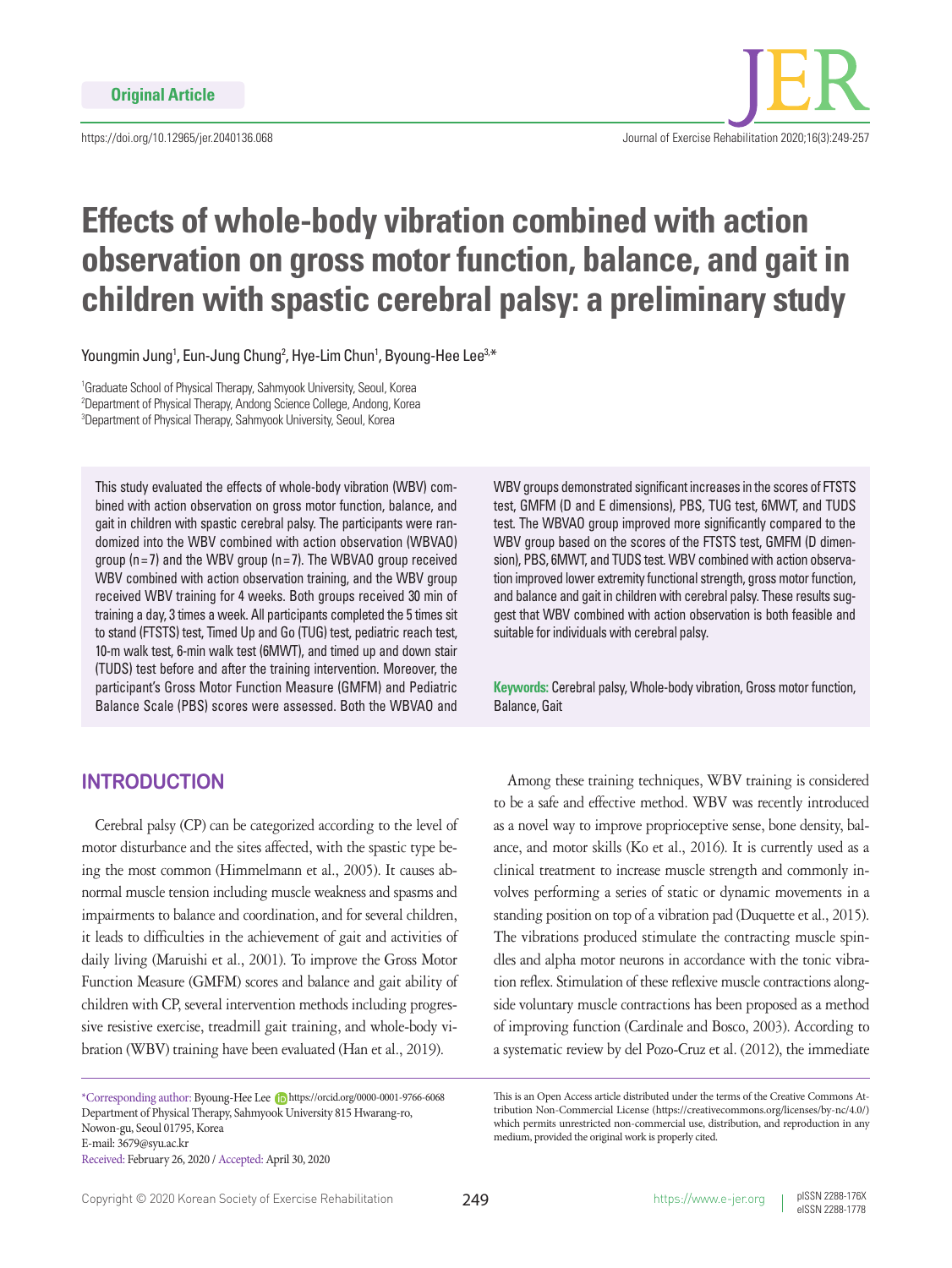Original Article

https://doi.org/10.12965/jer.2040136.068

# Effects of whole-body vibration combined with action observation on gross motor function, balance, and gait in children with spastic cerebral palsy: a preliminary study

Youngmin Jung[1], Eun-Jung Chung[2], Hye-Lim Chun[1], Byoung-Hee Lee[3,*]

[1]Graduate School of Physical Therapy, Sahmyook University, Seoul, Korea
[2]Department of Physical Therapy, Andong Science College, Andong, Korea
[3]Department of Physical Therapy, Sahmyook University, Seoul, Korea

This study evaluated the effects of whole-body vibration (WBV) combined with action observation on gross motor function, balance, and gait in children with spastic cerebral palsy. The participants were randomized into the WBV combined with action observation (WBVAO) group (n=7) and the WBV group (n=7). The WBVAO group received WBV combined with action observation training, and the WBV group received WBV training for 4 weeks. Both groups received 30 min of training a day, 3 times a week. All participants completed the 5 times sit to stand (FTSTS) test, Timed Up and Go (TUG) test, pediatric reach test, 10-m walk test, 6-min walk test (6MWT), and timed up and down stair (TUDS) test before and after the training intervention. Moreover, the participant's Gross Motor Function Measure (GMFM) and Pediatric Balance Scale (PBS) scores were assessed. Both the WBVAO and WBV groups demonstrated significant increases in the scores of FTSTS test, GMFM (D and E dimensions), PBS, TUG test, 6MWT, and TUDS test. The WBVAO group improved more significantly compared to the WBV group based on the scores of the FTSTS test, GMFM (D dimension), PBS, 6MWT, and TUDS test. WBV combined with action observation improved lower extremity functional strength, gross motor function, and balance and gait in children with cerebral palsy. These results suggest that WBV combined with action observation is both feasible and suitable for individuals with cerebral palsy.

**Keywords:** Cerebral palsy, Whole-body vibration, Gross motor function, Balance, Gait

## INTRODUCTION

Cerebral palsy (CP) can be categorized according to the level of motor disturbance and the sites affected, with the spastic type being the most common (Himmelmann et al., 2005). It causes abnormal muscle tension including muscle weakness and spasms and impairments to balance and coordination, and for several children, it leads to difficulties in the achievement of gait and activities of daily living (Maruishi et al., 2001). To improve the Gross Motor Function Measure (GMFM) scores and balance and gait ability of children with CP, several intervention methods including progressive resistive exercise, treadmill gait training, and whole-body vibration (WBV) training have been evaluated (Han et al., 2019).

Among these training techniques, WBV training is considered to be a safe and effective method. WBV was recently introduced as a novel way to improve proprioceptive sense, bone density, balance, and motor skills (Ko et al., 2016). It is currently used as a clinical treatment to increase muscle strength and commonly involves performing a series of static or dynamic movements in a standing position on top of a vibration pad (Duquette et al., 2015). The vibrations produced stimulate the contracting muscle spindles and alpha motor neurons in accordance with the tonic vibration reflex. Stimulation of these reflexive muscle contractions alongside voluntary muscle contractions has been proposed as a method of improving function (Cardinale and Bosco, 2003). According to a systematic review by del Pozo-Cruz et al. (2012), the immediate

*Corresponding author: Byoung-Hee Lee https://orcid.org/0000-0001-9766-6068
Department of Physical Therapy, Sahmyook University 815 Hwarang-ro, Nowon-gu, Seoul 01795, Korea
E-mail: 3679@syu.ac.kr
Received: February 26, 2020 / Accepted: April 30, 2020

This is an Open Access article distributed under the terms of the Creative Commons Attribution Non-Commercial License (https://creativecommons.org/licenses/by-nc/4.0/) which permits unrestricted non-commercial use, distribution, and reproduction in any medium, provided the original work is properly cited.

Copyright © 2020 Korean Society of Exercise Rehabilitation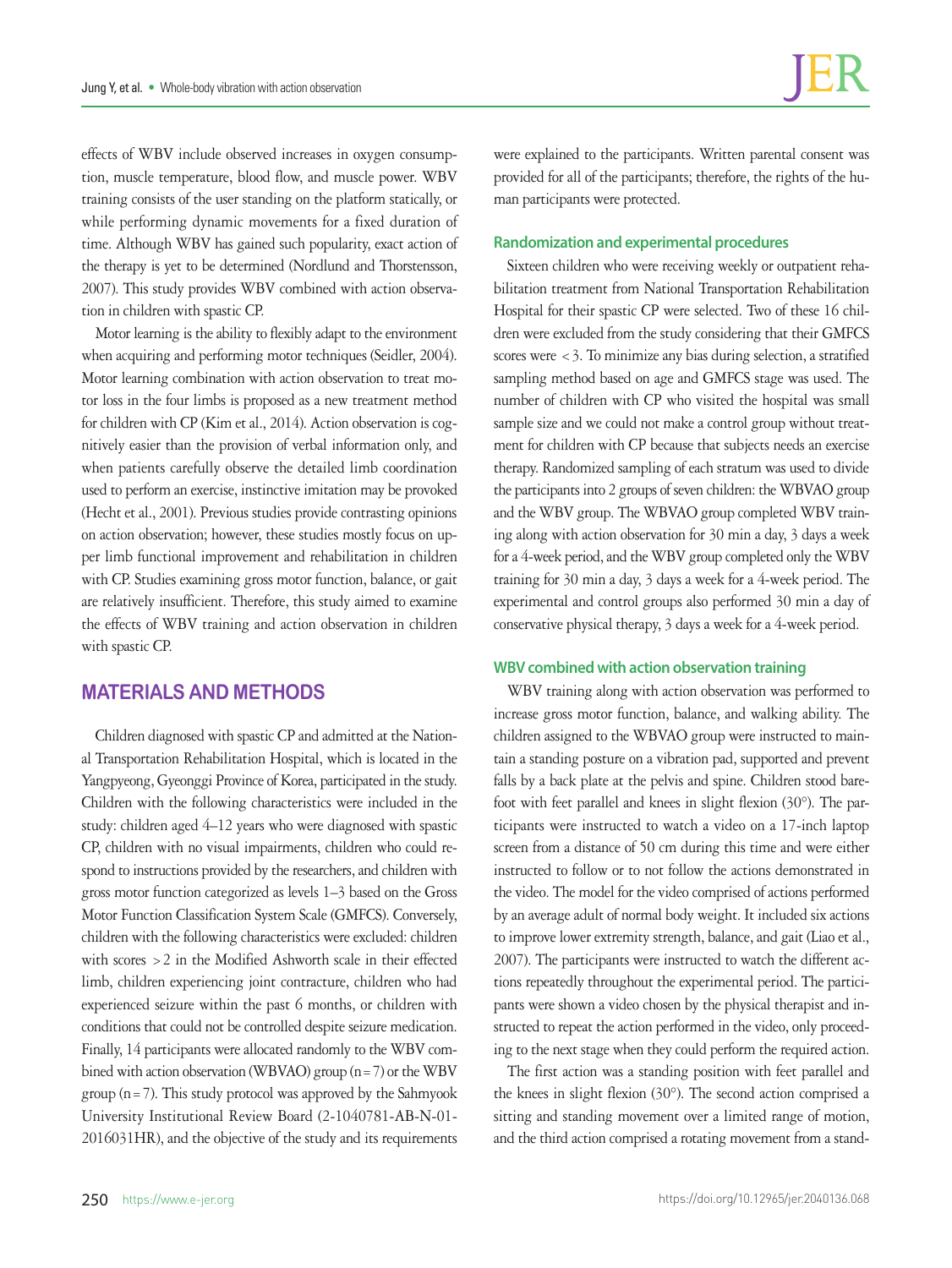effects of WBV include observed increases in oxygen consumption, muscle temperature, blood flow, and muscle power. WBV training consists of the user standing on the platform statically, or while performing dynamic movements for a fixed duration of time. Although WBV has gained such popularity, exact action of the therapy is yet to be determined (Nordlund and Thorstensson, 2007). This study provides WBV combined with action observation in children with spastic CP.

Motor learning is the ability to flexibly adapt to the environment when acquiring and performing motor techniques (Seidler, 2004). Motor learning combination with action observation to treat motor loss in the four limbs is proposed as a new treatment method for children with CP (Kim et al., 2014). Action observation is cognitively easier than the provision of verbal information only, and when patients carefully observe the detailed limb coordination used to perform an exercise, instinctive imitation may be provoked (Hecht et al., 2001). Previous studies provide contrasting opinions on action observation; however, these studies mostly focus on upper limb functional improvement and rehabilitation in children with CP. Studies examining gross motor function, balance, or gait are relatively insufficient. Therefore, this study aimed to examine the effects of WBV training and action observation in children with spastic CP.

## MATERIALS AND METHODS

Children diagnosed with spastic CP and admitted at the National Transportation Rehabilitation Hospital, which is located in the Yangpyeong, Gyeonggi Province of Korea, participated in the study. Children with the following characteristics were included in the study: children aged 4–12 years who were diagnosed with spastic CP, children with no visual impairments, children who could respond to instructions provided by the researchers, and children with gross motor function categorized as levels 1–3 based on the Gross Motor Function Classification System Scale (GMFCS). Conversely, children with the following characteristics were excluded: children with scores >2 in the Modified Ashworth scale in their effected limb, children experiencing joint contracture, children who had experienced seizure within the past 6 months, or children with conditions that could not be controlled despite seizure medication. Finally, 14 participants were allocated randomly to the WBV combined with action observation (WBVAO) group (n=7) or the WBV group (n=7). This study protocol was approved by the Sahmyook University Institutional Review Board (2-1040781-AB-N-01-2016031HR), and the objective of the study and its requirements were explained to the participants. Written parental consent was provided for all of the participants; therefore, the rights of the human participants were protected.

### Randomization and experimental procedures

Sixteen children who were receiving weekly or outpatient rehabilitation treatment from National Transportation Rehabilitation Hospital for their spastic CP were selected. Two of these 16 children were excluded from the study considering that their GMFCS scores were <3. To minimize any bias during selection, a stratified sampling method based on age and GMFCS stage was used. The number of children with CP who visited the hospital was small sample size and we could not make a control group without treatment for children with CP because that subjects needs an exercise therapy. Randomized sampling of each stratum was used to divide the participants into 2 groups of seven children: the WBVAO group and the WBV group. The WBVAO group completed WBV training along with action observation for 30 min a day, 3 days a week for a 4-week period, and the WBV group completed only the WBV training for 30 min a day, 3 days a week for a 4-week period. The experimental and control groups also performed 30 min a day of conservative physical therapy, 3 days a week for a 4-week period.

### WBV combined with action observation training

WBV training along with action observation was performed to increase gross motor function, balance, and walking ability. The children assigned to the WBVAO group were instructed to maintain a standing posture on a vibration pad, supported and prevent falls by a back plate at the pelvis and spine. Children stood barefoot with feet parallel and knees in slight flexion (30°). The participants were instructed to watch a video on a 17-inch laptop screen from a distance of 50 cm during this time and were either instructed to follow or to not follow the actions demonstrated in the video. The model for the video comprised of actions performed by an average adult of normal body weight. It included six actions to improve lower extremity strength, balance, and gait (Liao et al., 2007). The participants were instructed to watch the different actions repeatedly throughout the experimental period. The participants were shown a video chosen by the physical therapist and instructed to repeat the action performed in the video, only proceeding to the next stage when they could perform the required action.

The first action was a standing position with feet parallel and the knees in slight flexion (30°). The second action comprised a sitting and standing movement over a limited range of motion, and the third action comprised a rotating movement from a stand-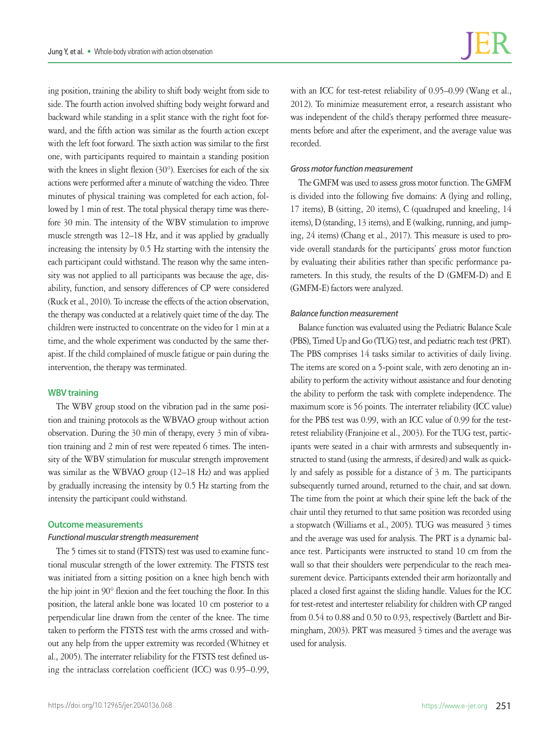ing position, training the ability to shift body weight from side to side. The fourth action involved shifting body weight forward and backward while standing in a split stance with the right foot forward, and the fifth action was similar as the fourth action except with the left foot forward. The sixth action was similar to the first one, with participants required to maintain a standing position with the knees in slight flexion (30°). Exercises for each of the six actions were performed after a minute of watching the video. Three minutes of physical training was completed for each action, followed by 1 min of rest. The total physical therapy time was therefore 30 min. The intensity of the WBV stimulation to improve muscle strength was 12–18 Hz, and it was applied by gradually increasing the intensity by 0.5 Hz starting with the intensity the each participant could withstand. The reason why the same intensity was not applied to all participants was because the age, disability, function, and sensory differences of CP were considered (Ruck et al., 2010). To increase the effects of the action observation, the therapy was conducted at a relatively quiet time of the day. The children were instructed to concentrate on the video for 1 min at a time, and the whole experiment was conducted by the same therapist. If the child complained of muscle fatigue or pain during the intervention, the therapy was terminated.

### WBV training

The WBV group stood on the vibration pad in the same position and training protocols as the WBVAO group without action observation. During the 30 min of therapy, every 3 min of vibration training and 2 min of rest were repeated 6 times. The intensity of the WBV stimulation for muscular strength improvement was similar as the WBVAO group (12–18 Hz) and was applied by gradually increasing the intensity by 0.5 Hz starting from the intensity the participant could withstand.

### Outcome measurements

#### *Functional muscular strength measurement*

The 5 times sit to stand (FTSTS) test was used to examine functional muscular strength of the lower extremity. The FTSTS test was initiated from a sitting position on a knee high bench with the hip joint in 90° flexion and the feet touching the floor. In this position, the lateral ankle bone was located 10 cm posterior to a perpendicular line drawn from the center of the knee. The time taken to perform the FTSTS test with the arms crossed and without any help from the upper extremity was recorded (Whitney et al., 2005). The interrater reliability for the FTSTS test defined using the intraclass correlation coefficient (ICC) was 0.95–0.99, with an ICC for test-retest reliability of 0.95–0.99 (Wang et al., 2012). To minimize measurement error, a research assistant who was independent of the child's therapy performed three measurements before and after the experiment, and the average value was recorded.

#### *Gross motor function measurement*

The GMFM was used to assess gross motor function. The GMFM is divided into the following five domains: A (lying and rolling, 17 items), B (sitting, 20 items), C (quadruped and kneeling, 14 items), D (standing, 13 items), and E (walking, running, and jumping, 24 items) (Chang et al., 2017). This measure is used to provide overall standards for the participants' gross motor function by evaluating their abilities rather than specific performance parameters. In this study, the results of the D (GMFM-D) and E (GMFM-E) factors were analyzed.

#### *Balance function measurement*

Balance function was evaluated using the Pediatric Balance Scale (PBS), Timed Up and Go (TUG) test, and pediatric reach test (PRT). The PBS comprises 14 tasks similar to activities of daily living. The items are scored on a 5-point scale, with zero denoting an inability to perform the activity without assistance and four denoting the ability to perform the task with complete independence. The maximum score is 56 points. The interrater reliability (ICC value) for the PBS test was 0.99, with an ICC value of 0.99 for the test-retest reliability (Franjoine et al., 2003). For the TUG test, participants were seated in a chair with armrests and subsequently instructed to stand (using the armrests, if desired) and walk as quickly and safely as possible for a distance of 3 m. The participants subsequently turned around, returned to the chair, and sat down. The time from the point at which their spine left the back of the chair until they returned to that same position was recorded using a stopwatch (Williams et al., 2005). TUG was measured 3 times and the average was used for analysis. The PRT is a dynamic balance test. Participants were instructed to stand 10 cm from the wall so that their shoulders were perpendicular to the reach measurement device. Participants extended their arm horizontally and placed a closed first against the sliding handle. Values for the ICC for test-retest and intertester reliability for children with CP ranged from 0.54 to 0.88 and 0.50 to 0.93, respectively (Bartlett and Birmingham, 2003). PRT was measured 3 times and the average was used for analysis.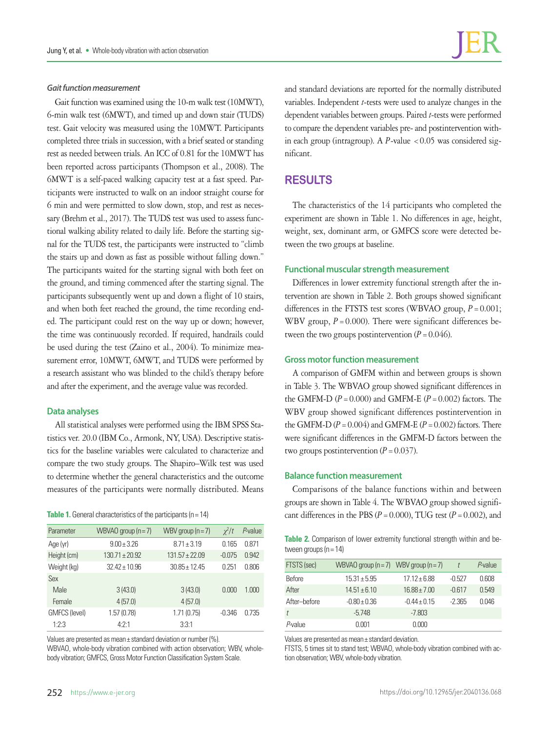#### Gait function measurement

Gait function was examined using the 10-m walk test (10MWT), 6-min walk test (6MWT), and timed up and down stair (TUDS) test. Gait velocity was measured using the 10MWT. Participants completed three trials in succession, with a brief seated or standing rest as needed between trials. An ICC of 0.81 for the 10MWT has been reported across participants (Thompson et al., 2008). The 6MWT is a self-paced walking capacity test at a fast speed. Participants were instructed to walk on an indoor straight course for 6 min and were permitted to slow down, stop, and rest as necessary (Brehm et al., 2017). The TUDS test was used to assess functional walking ability related to daily life. Before the starting signal for the TUDS test, the participants were instructed to "climb the stairs up and down as fast as possible without falling down." The participants waited for the starting signal with both feet on the ground, and timing commenced after the starting signal. The participants subsequently went up and down a flight of 10 stairs, and when both feet reached the ground, the time recording ended. The participant could rest on the way up or down; however, the time was continuously recorded. If required, handrails could be used during the test (Zaino et al., 2004). To minimize measurement error, 10MWT, 6MWT, and TUDS were performed by a research assistant who was blinded to the child's therapy before and after the experiment, and the average value was recorded.

### Data analyses

All statistical analyses were performed using the IBM SPSS Statistics ver. 20.0 (IBM Co., Armonk, NY, USA). Descriptive statistics for the baseline variables were calculated to characterize and compare the two study groups. The Shapiro–Wilk test was used to determine whether the general characteristics and the outcome measures of the participants were normally distributed. Means and standard deviations are reported for the normally distributed variables. Independent *t*-tests were used to analyze changes in the dependent variables between groups. Paired *t*-tests were performed to compare the dependent variables pre- and postintervention within each group (intragroup). A $P$-value $<0.05$ was considered significant.

**Table 1.** General characteristics of the participants (n=14)

| Parameter | WBVAO group (n=7) | WBV group (n=7) | $\chi^2$/t | P-value |
|---|---|---|---|---|
| Age (yr) | 9.00±3.26 | 8.71±3.19 | 0.165 | 0.871 |
| Height (cm) | 130.71±20.92 | 131.57±22.09 | -0.075 | 0.942 |
| Weight (kg) | 32.42±10.96 | 30.85±12.45 | 0.251 | 0.806 |
| Sex | | | | |
| Male | 3 (43.0) | 3 (43.0) | 0.000 | 1.000 |
| Female | 4 (57.0) | 4 (57.0) | | |
| GMFCS (level) | 1.57 (0.78) | 1.71 (0.75) | -0.346 | 0.735 |
| 1:2:3 | 4:2:1 | 3:3:1 | | |

Values are presented as mean±standard deviation or number (%).
WBVAO, whole-body vibration combined with action observation; WBV, whole-body vibration; GMFCS, Gross Motor Function Classification System Scale.

## RESULTS

The characteristics of the 14 participants who completed the experiment are shown in Table 1. No differences in age, height, weight, sex, dominant arm, or GMFCS score were detected between the two groups at baseline.

### Functional muscular strength measurement

Differences in lower extremity functional strength after the intervention are shown in Table 2. Both groups showed significant differences in the FTSTS test scores (WBVAO group, $P=0.001$; WBV group, $P=0.000$). There were significant differences between the two groups postintervention ($P=0.046$).

### Gross motor function measurement

A comparison of GMFM within and between groups is shown in Table 3. The WBVAO group showed significant differences in the GMFM-D ($P=0.000$) and GMFM-E ($P=0.002$) factors. The WBV group showed significant differences postintervention in the GMFM-D ($P=0.004$) and GMFM-E ($P=0.002$) factors. There were significant differences in the GMFM-D factors between the two groups postintervention ($P=0.037$).

### Balance function measurement

Comparisons of the balance functions within and between groups are shown in Table 4. The WBVAO group showed significant differences in the PBS ($P=0.000$), TUG test ($P=0.002$), and

**Table 2.** Comparison of lower extremity functional strength within and between groups (n=14)

| FTSTS (sec) | WBVAO group (n=7) | WBV group (n=7) | t | P-value |
|---|---|---|---|---|
| Before | 15.31±5.95 | 17.12±6.88 | -0.527 | 0.608 |
| After | 14.51±6.10 | 16.88±7.00 | -0.617 | 0.549 |
| After–before | -0.80±0.36 | -0.44±0.15 | -2.365 | 0.046 |
| *t* | -5.748 | -7.803 | | |
| P-value | 0.001 | 0.000 | | |

Values are presented as mean±standard deviation.
FTSTS, 5 times sit to stand test; WBVAO, whole-body vibration combined with action observation; WBV, whole-body vibration.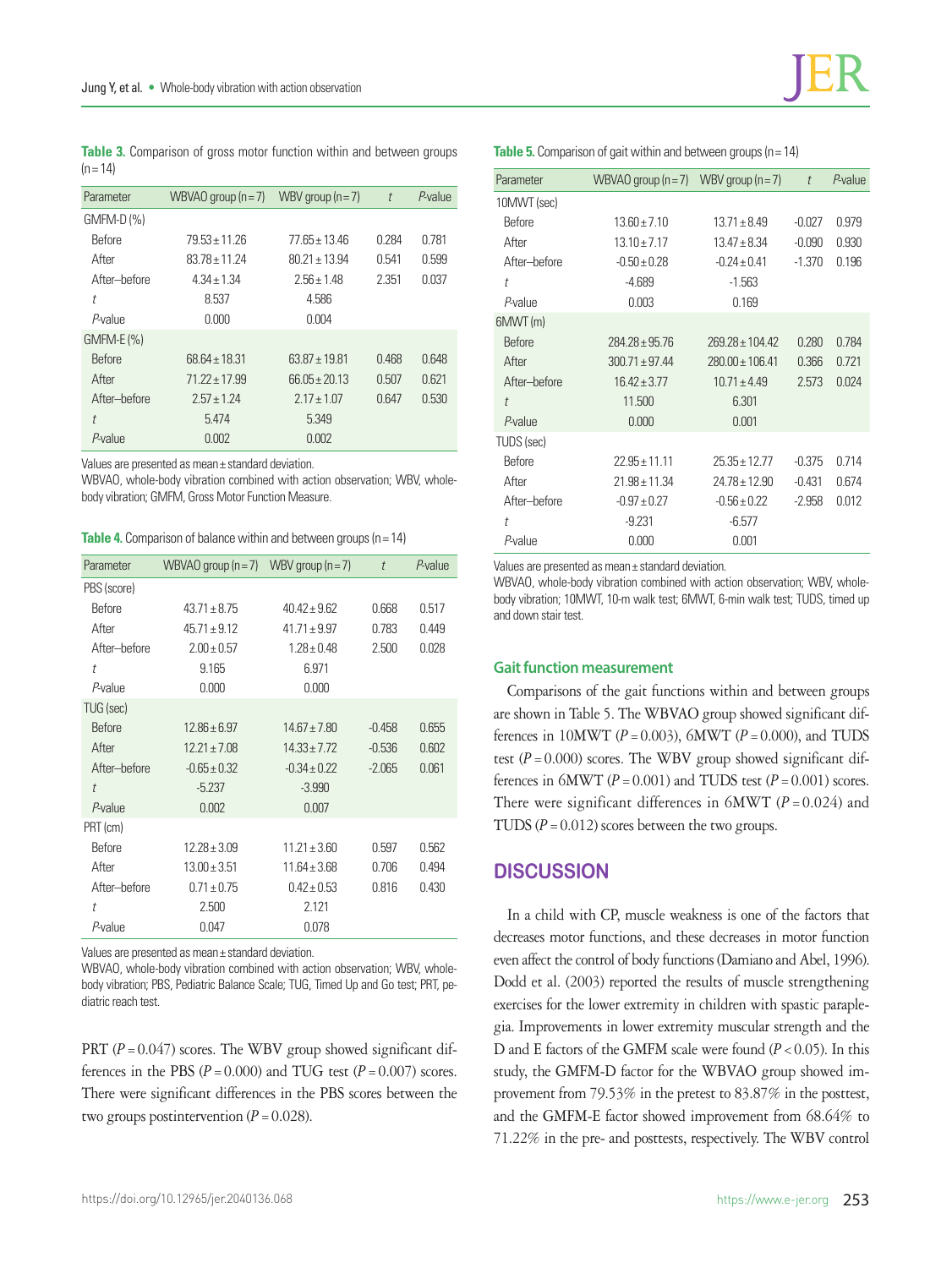**Table 3.** Comparison of gross motor function within and between groups (n=14)

| Parameter | WBVAO group (n=7) | WBV group (n=7) | *t* | *P*-value |
|---|---|---|---|---|
| GMFM-D (%) | | | | |
| Before | 79.53±11.26 | 77.65±13.46 | 0.284 | 0.781 |
| After | 83.78±11.24 | 80.21±13.94 | 0.541 | 0.599 |
| After–before | 4.34±1.34 | 2.56±1.48 | 2.351 | 0.037 |
| *t* | 8.537 | 4.586 | | |
| *P*-value | 0.000 | 0.004 | | |
| GMFM-E (%) | | | | |
| Before | 68.64±18.31 | 63.87±19.81 | 0.468 | 0.648 |
| After | 71.22±17.99 | 66.05±20.13 | 0.507 | 0.621 |
| After–before | 2.57±1.24 | 2.17±1.07 | 0.647 | 0.530 |
| *t* | 5.474 | 5.349 | | |
| *P*-value | 0.002 | 0.002 | | |

Values are presented as mean±standard deviation.
WBVAO, whole-body vibration combined with action observation; WBV, whole-body vibration; GMFM, Gross Motor Function Measure.

**Table 4.** Comparison of balance within and between groups (n=14)

| Parameter | WBVAO group (n=7) | WBV group (n=7) | *t* | *P*-value |
|---|---|---|---|---|
| PBS (score) | | | | |
| Before | 43.71±8.75 | 40.42±9.62 | 0.668 | 0.517 |
| After | 45.71±9.12 | 41.71±9.97 | 0.783 | 0.449 |
| After–before | 2.00±0.57 | 1.28±0.48 | 2.500 | 0.028 |
| *t* | 9.165 | 6.971 | | |
| *P*-value | 0.000 | 0.000 | | |
| TUG (sec) | | | | |
| Before | 12.86±6.97 | 14.67±7.80 | -0.458 | 0.655 |
| After | 12.21±7.08 | 14.33±7.72 | -0.536 | 0.602 |
| After–before | -0.65±0.32 | -0.34±0.22 | -2.065 | 0.061 |
| *t* | -5.237 | -3.990 | | |
| *P*-value | 0.002 | 0.007 | | |
| PRT (cm) | | | | |
| Before | 12.28±3.09 | 11.21±3.60 | 0.597 | 0.562 |
| After | 13.00±3.51 | 11.64±3.68 | 0.706 | 0.494 |
| After–before | 0.71±0.75 | 0.42±0.53 | 0.816 | 0.430 |
| *t* | 2.500 | 2.121 | | |
| *P*-value | 0.047 | 0.078 | | |

Values are presented as mean±standard deviation.
WBVAO, whole-body vibration combined with action observation; WBV, whole-body vibration; PBS, Pediatric Balance Scale; TUG, Timed Up and Go test; PRT, pediatric reach test.

PRT ($P=0.047$) scores. The WBV group showed significant differences in the PBS ($P=0.000$) and TUG test ($P=0.007$) scores. There were significant differences in the PBS scores between the two groups postintervention ($P=0.028$).

**Table 5.** Comparison of gait within and between groups (n=14)

| Parameter | WBVAO group (n=7) | WBV group (n=7) | *t* | *P*-value |
|---|---|---|---|---|
| 10MWT (sec) | | | | |
| Before | 13.60±7.10 | 13.71±8.49 | -0.027 | 0.979 |
| After | 13.10±7.17 | 13.47±8.34 | -0.090 | 0.930 |
| After–before | -0.50±0.28 | -0.24±0.41 | -1.370 | 0.196 |
| *t* | -4.689 | -1.563 | | |
| *P*-value | 0.003 | 0.169 | | |
| 6MWT (m) | | | | |
| Before | 284.28±95.76 | 269.28±104.42 | 0.280 | 0.784 |
| After | 300.71±97.44 | 280.00±106.41 | 0.366 | 0.721 |
| After–before | 16.42±3.77 | 10.71±4.49 | 2.573 | 0.024 |
| *t* | 11.500 | 6.301 | | |
| *P*-value | 0.000 | 0.001 | | |
| TUDS (sec) | | | | |
| Before | 22.95±11.11 | 25.35±12.77 | -0.375 | 0.714 |
| After | 21.98±11.34 | 24.78±12.90 | -0.431 | 0.674 |
| After–before | -0.97±0.27 | -0.56±0.22 | -2.958 | 0.012 |
| *t* | -9.231 | -6.577 | | |
| *P*-value | 0.000 | 0.001 | | |

Values are presented as mean±standard deviation.
WBVAO, whole-body vibration combined with action observation; WBV, whole-body vibration; 10MWT, 10-m walk test; 6MWT, 6-min walk test; TUDS, timed up and down stair test.

### Gait function measurement

Comparisons of the gait functions within and between groups are shown in Table 5. The WBVAO group showed significant differences in 10MWT ($P=0.003$), 6MWT ($P=0.000$), and TUDS test ($P=0.000$) scores. The WBV group showed significant differences in 6MWT ($P=0.001$) and TUDS test ($P=0.001$) scores. There were significant differences in 6MWT ($P=0.024$) and TUDS ($P=0.012$) scores between the two groups.

## DISCUSSION

In a child with CP, muscle weakness is one of the factors that decreases motor functions, and these decreases in motor function even affect the control of body functions (Damiano and Abel, 1996). Dodd et al. (2003) reported the results of muscle strengthening exercises for the lower extremity in children with spastic paraplegia. Improvements in lower extremity muscular strength and the D and E factors of the GMFM scale were found ($P<0.05$). In this study, the GMFM-D factor for the WBVAO group showed improvement from 79.53% in the pretest to 83.87% in the posttest, and the GMFM-E factor showed improvement from 68.64% to 71.22% in the pre- and posttests, respectively. The WBV control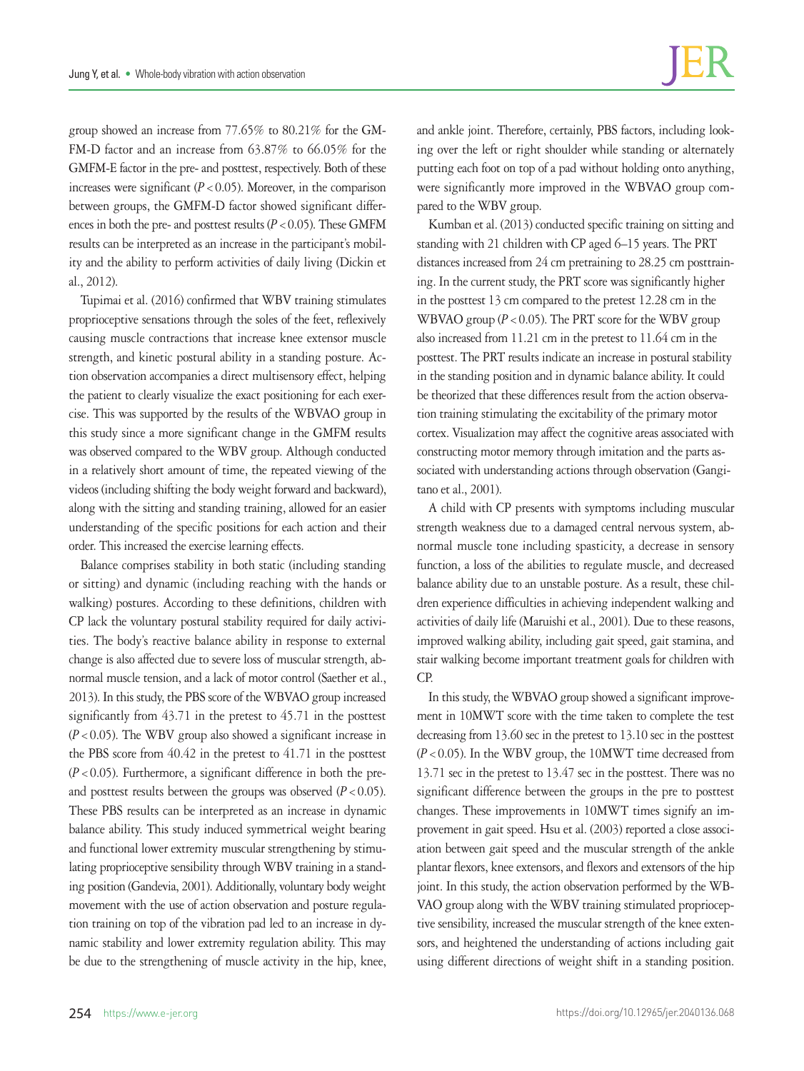group showed an increase from 77.65% to 80.21% for the GMFM-D factor and an increase from 63.87% to 66.05% for the GMFM-E factor in the pre- and posttest, respectively. Both of these increases were significant ($P < 0.05$). Moreover, in the comparison between groups, the GMFM-D factor showed significant differences in both the pre- and posttest results ($P < 0.05$). These GMFM results can be interpreted as an increase in the participant's mobility and the ability to perform activities of daily living (Dickin et al., 2012).

Tupimai et al. (2016) confirmed that WBV training stimulates proprioceptive sensations through the soles of the feet, reflexively causing muscle contractions that increase knee extensor muscle strength, and kinetic postural ability in a standing posture. Action observation accompanies a direct multisensory effect, helping the patient to clearly visualize the exact positioning for each exercise. This was supported by the results of the WBVAO group in this study since a more significant change in the GMFM results was observed compared to the WBV group. Although conducted in a relatively short amount of time, the repeated viewing of the videos (including shifting the body weight forward and backward), along with the sitting and standing training, allowed for an easier understanding of the specific positions for each action and their order. This increased the exercise learning effects.

Balance comprises stability in both static (including standing or sitting) and dynamic (including reaching with the hands or walking) postures. According to these definitions, children with CP lack the voluntary postural stability required for daily activities. The body's reactive balance ability in response to external change is also affected due to severe loss of muscular strength, abnormal muscle tension, and a lack of motor control (Saether et al., 2013). In this study, the PBS score of the WBVAO group increased significantly from 43.71 in the pretest to 45.71 in the posttest ($P < 0.05$). The WBV group also showed a significant increase in the PBS score from 40.42 in the pretest to 41.71 in the posttest ($P < 0.05$). Furthermore, a significant difference in both the pre- and posttest results between the groups was observed ($P < 0.05$). These PBS results can be interpreted as an increase in dynamic balance ability. This study induced symmetrical weight bearing and functional lower extremity muscular strengthening by stimulating proprioceptive sensibility through WBV training in a standing position (Gandevia, 2001). Additionally, voluntary body weight movement with the use of action observation and posture regulation training on top of the vibration pad led to an increase in dynamic stability and lower extremity regulation ability. This may be due to the strengthening of muscle activity in the hip, knee, and ankle joint. Therefore, certainly, PBS factors, including looking over the left or right shoulder while standing or alternately putting each foot on top of a pad without holding onto anything, were significantly more improved in the WBVAO group compared to the WBV group.

Kumban et al. (2013) conducted specific training on sitting and standing with 21 children with CP aged 6–15 years. The PRT distances increased from 24 cm pretraining to 28.25 cm posttraining. In the current study, the PRT score was significantly higher in the posttest 13 cm compared to the pretest 12.28 cm in the WBVAO group ($P < 0.05$). The PRT score for the WBV group also increased from 11.21 cm in the pretest to 11.64 cm in the posttest. The PRT results indicate an increase in postural stability in the standing position and in dynamic balance ability. It could be theorized that these differences result from the action observation training stimulating the excitability of the primary motor cortex. Visualization may affect the cognitive areas associated with constructing motor memory through imitation and the parts associated with understanding actions through observation (Gangitano et al., 2001).

A child with CP presents with symptoms including muscular strength weakness due to a damaged central nervous system, abnormal muscle tone including spasticity, a decrease in sensory function, a loss of the abilities to regulate muscle, and decreased balance ability due to an unstable posture. As a result, these children experience difficulties in achieving independent walking and activities of daily life (Maruishi et al., 2001). Due to these reasons, improved walking ability, including gait speed, gait stamina, and stair walking become important treatment goals for children with CP.

In this study, the WBVAO group showed a significant improvement in 10MWT score with the time taken to complete the test decreasing from 13.60 sec in the pretest to 13.10 sec in the posttest ($P < 0.05$). In the WBV group, the 10MWT time decreased from 13.71 sec in the pretest to 13.47 sec in the posttest. There was no significant difference between the groups in the pre to posttest changes. These improvements in 10MWT times signify an improvement in gait speed. Hsu et al. (2003) reported a close association between gait speed and the muscular strength of the ankle plantar flexors, knee extensors, and flexors and extensors of the hip joint. In this study, the action observation performed by the WBVAO group along with the WBV training stimulated proprioceptive sensibility, increased the muscular strength of the knee extensors, and heightened the understanding of actions including gait using different directions of weight shift in a standing position.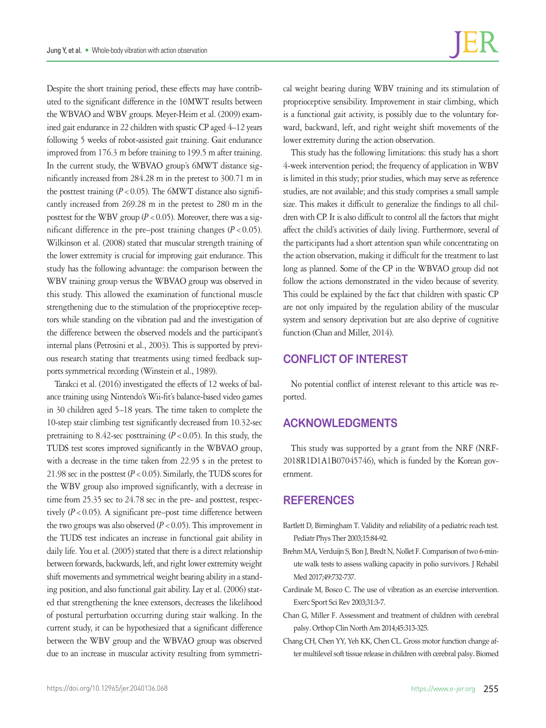Despite the short training period, these effects may have contributed to the significant difference in the 10MWT results between the WBVAO and WBV groups. Meyer-Heim et al. (2009) examined gait endurance in 22 children with spastic CP aged 4–12 years following 5 weeks of robot-assisted gait training. Gait endurance improved from 176.3 m before training to 199.5 m after training. In the current study, the WBVAO group's 6MWT distance significantly increased from 284.28 m in the pretest to 300.71 m in the posttest training ($P<0.05$). The 6MWT distance also significantly increased from 269.28 m in the pretest to 280 m in the posttest for the WBV group ($P<0.05$). Moreover, there was a significant difference in the pre–post training changes ($P<0.05$). Wilkinson et al. (2008) stated that muscular strength training of the lower extremity is crucial for improving gait endurance. This study has the following advantage: the comparison between the WBV training group versus the WBVAO group was observed in this study. This allowed the examination of functional muscle strengthening due to the stimulation of the proprioceptive receptors while standing on the vibration pad and the investigation of the difference between the observed models and the participant's internal plans (Petrosini et al., 2003). This is supported by previous research stating that treatments using timed feedback supports symmetrical recording (Winstein et al., 1989).

Tarakci et al. (2016) investigated the effects of 12 weeks of balance training using Nintendo's Wii-fit's balance-based video games in 30 children aged 5–18 years. The time taken to complete the 10-step stair climbing test significantly decreased from 10.32-sec pretraining to 8.42-sec posttraining ($P<0.05$). In this study, the TUDS test scores improved significantly in the WBVAO group, with a decrease in the time taken from 22.95 s in the pretest to 21.98 sec in the posttest ($P<0.05$). Similarly, the TUDS scores for the WBV group also improved significantly, with a decrease in time from 25.35 sec to 24.78 sec in the pre- and posttest, respectively ($P<0.05$). A significant pre–post time difference between the two groups was also observed ($P<0.05$). This improvement in the TUDS test indicates an increase in functional gait ability in daily life. You et al. (2005) stated that there is a direct relationship between forwards, backwards, left, and right lower extremity weight shift movements and symmetrical weight bearing ability in a standing position, and also functional gait ability. Lay et al. (2006) stated that strengthening the knee extensors, decreases the likelihood of postural perturbation occurring during stair walking. In the current study, it can be hypothesized that a significant difference between the WBV group and the WBVAO group was observed due to an increase in muscular activity resulting from symmetrical weight bearing during WBV training and its stimulation of proprioceptive sensibility. Improvement in stair climbing, which is a functional gait activity, is possibly due to the voluntary forward, backward, left, and right weight shift movements of the lower extremity during the action observation.

This study has the following limitations: this study has a short 4-week intervention period; the frequency of application in WBV is limited in this study; prior studies, which may serve as reference studies, are not available; and this study comprises a small sample size. This makes it difficult to generalize the findings to all children with CP. It is also difficult to control all the factors that might affect the child's activities of daily living. Furthermore, several of the participants had a short attention span while concentrating on the action observation, making it difficult for the treatment to last long as planned. Some of the CP in the WBVAO group did not follow the actions demonstrated in the video because of severity. This could be explained by the fact that children with spastic CP are not only impaired by the regulation ability of the muscular system and sensory deprivation but are also deprive of cognitive function (Chan and Miller, 2014).

## CONFLICT OF INTEREST

No potential conflict of interest relevant to this article was reported.

## ACKNOWLEDGMENTS

This study was supported by a grant from the NRF (NRF-2018R1D1A1B07045746), which is funded by the Korean government.

## REFERENCES

Bartlett D, Birmingham T. Validity and reliability of a pediatric reach test. Pediatr Phys Ther 2003;15:84-92.

Brehm MA, Verduijn S, Bon J, Bredt N, Nollet F. Comparison of two 6-minute walk tests to assess walking capacity in polio survivors. J Rehabil Med 2017;49:732-737.

Cardinale M, Bosco C. The use of vibration as an exercise intervention. Exerc Sport Sci Rev 2003;31:3-7.

Chan G, Miller F. Assessment and treatment of children with cerebral palsy. Orthop Clin North Am 2014;45:313-325.

Chang CH, Chen YY, Yeh KK, Chen CL. Gross motor function change after multilevel soft tissue release in children with cerebral palsy. Biomed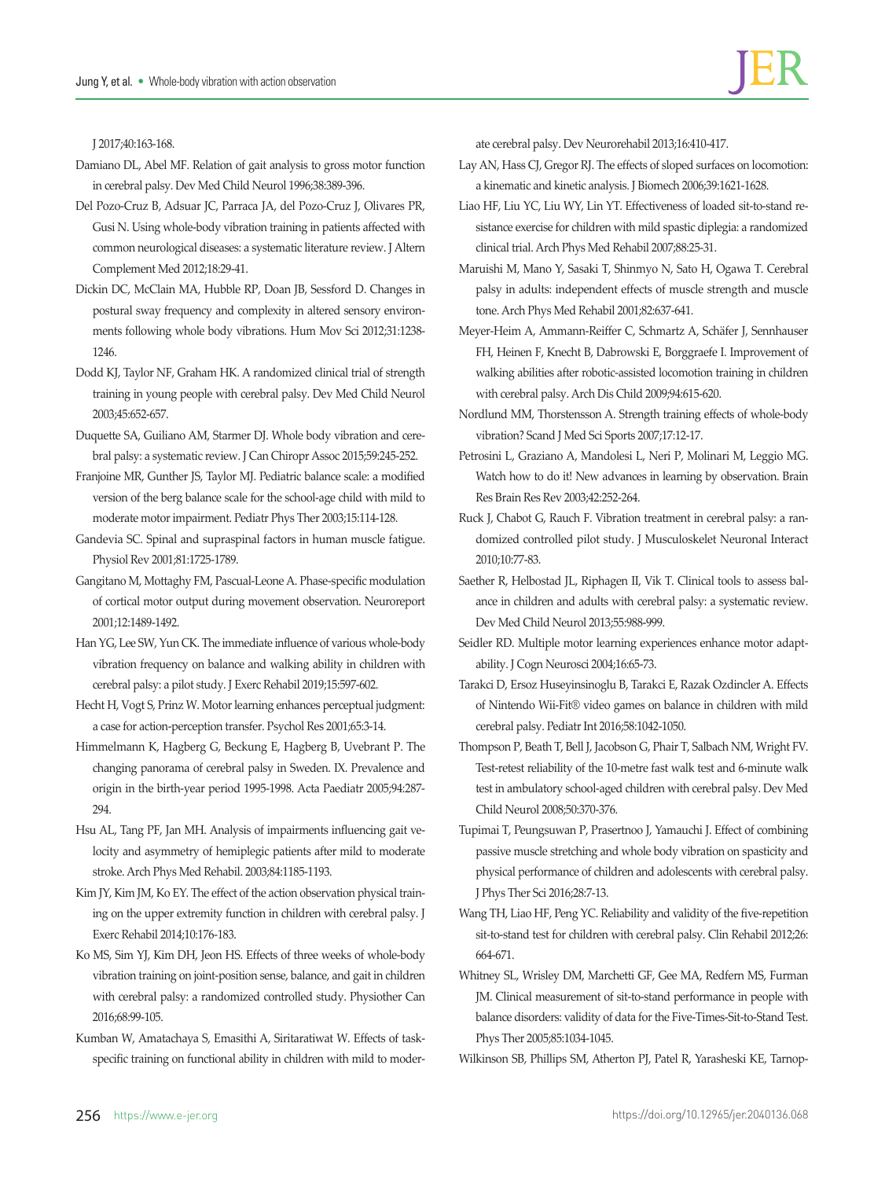J 2017;40:163-168.

Damiano DL, Abel MF. Relation of gait analysis to gross motor function in cerebral palsy. Dev Med Child Neurol 1996;38:389-396.

Del Pozo-Cruz B, Adsuar JC, Parraca JA, del Pozo-Cruz J, Olivares PR, Gusi N. Using whole-body vibration training in patients affected with common neurological diseases: a systematic literature review. J Altern Complement Med 2012;18:29-41.

Dickin DC, McClain MA, Hubble RP, Doan JB, Sessford D. Changes in postural sway frequency and complexity in altered sensory environments following whole body vibrations. Hum Mov Sci 2012;31:1238-1246.

Dodd KJ, Taylor NF, Graham HK. A randomized clinical trial of strength training in young people with cerebral palsy. Dev Med Child Neurol 2003;45:652-657.

Duquette SA, Guiliano AM, Starmer DJ. Whole body vibration and cerebral palsy: a systematic review. J Can Chiropr Assoc 2015;59:245-252.

Franjoine MR, Gunther JS, Taylor MJ. Pediatric balance scale: a modified version of the berg balance scale for the school-age child with mild to moderate motor impairment. Pediatr Phys Ther 2003;15:114-128.

Gandevia SC. Spinal and supraspinal factors in human muscle fatigue. Physiol Rev 2001;81:1725-1789.

Gangitano M, Mottaghy FM, Pascual-Leone A. Phase-specific modulation of cortical motor output during movement observation. Neuroreport 2001;12:1489-1492.

Han YG, Lee SW, Yun CK. The immediate influence of various whole-body vibration frequency on balance and walking ability in children with cerebral palsy: a pilot study. J Exerc Rehabil 2019;15:597-602.

Hecht H, Vogt S, Prinz W. Motor learning enhances perceptual judgment: a case for action-perception transfer. Psychol Res 2001;65:3-14.

Himmelmann K, Hagberg G, Beckung E, Hagberg B, Uvebrant P. The changing panorama of cerebral palsy in Sweden. IX. Prevalence and origin in the birth-year period 1995-1998. Acta Paediatr 2005;94:287-294.

Hsu AL, Tang PF, Jan MH. Analysis of impairments influencing gait velocity and asymmetry of hemiplegic patients after mild to moderate stroke. Arch Phys Med Rehabil. 2003;84:1185-1193.

Kim JY, Kim JM, Ko EY. The effect of the action observation physical training on the upper extremity function in children with cerebral palsy. J Exerc Rehabil 2014;10:176-183.

Ko MS, Sim YJ, Kim DH, Jeon HS. Effects of three weeks of whole-body vibration training on joint-position sense, balance, and gait in children with cerebral palsy: a randomized controlled study. Physiother Can 2016;68:99-105.

Kumban W, Amatachaya S, Emasithi A, Siritaratiwat W. Effects of task-specific training on functional ability in children with mild to moderate cerebral palsy. Dev Neurorehabil 2013;16:410-417.

Lay AN, Hass CJ, Gregor RJ. The effects of sloped surfaces on locomotion: a kinematic and kinetic analysis. J Biomech 2006;39:1621-1628.

Liao HF, Liu YC, Liu WY, Lin YT. Effectiveness of loaded sit-to-stand resistance exercise for children with mild spastic diplegia: a randomized clinical trial. Arch Phys Med Rehabil 2007;88:25-31.

Maruishi M, Mano Y, Sasaki T, Shinmyo N, Sato H, Ogawa T. Cerebral palsy in adults: independent effects of muscle strength and muscle tone. Arch Phys Med Rehabil 2001;82:637-641.

Meyer-Heim A, Ammann-Reiffer C, Schmartz A, Schäfer J, Sennhauser FH, Heinen F, Knecht B, Dabrowski E, Borggraefe I. Improvement of walking abilities after robotic-assisted locomotion training in children with cerebral palsy. Arch Dis Child 2009;94:615-620.

Nordlund MM, Thorstensson A. Strength training effects of whole-body vibration? Scand J Med Sci Sports 2007;17:12-17.

Petrosini L, Graziano A, Mandolesi L, Neri P, Molinari M, Leggio MG. Watch how to do it! New advances in learning by observation. Brain Res Brain Res Rev 2003;42:252-264.

Ruck J, Chabot G, Rauch F. Vibration treatment in cerebral palsy: a randomized controlled pilot study. J Musculoskelet Neuronal Interact 2010;10:77-83.

Saether R, Helbostad JL, Riphagen II, Vik T. Clinical tools to assess balance in children and adults with cerebral palsy: a systematic review. Dev Med Child Neurol 2013;55:988-999.

Seidler RD. Multiple motor learning experiences enhance motor adaptability. J Cogn Neurosci 2004;16:65-73.

Tarakci D, Ersoz Huseyinsinoglu B, Tarakci E, Razak Ozdincler A. Effects of Nintendo Wii-Fit® video games on balance in children with mild cerebral palsy. Pediatr Int 2016;58:1042-1050.

Thompson P, Beath T, Bell J, Jacobson G, Phair T, Salbach NM, Wright FV. Test-retest reliability of the 10-metre fast walk test and 6-minute walk test in ambulatory school-aged children with cerebral palsy. Dev Med Child Neurol 2008;50:370-376.

Tupimai T, Peungsuwan P, Prasertnoo J, Yamauchi J. Effect of combining passive muscle stretching and whole body vibration on spasticity and physical performance of children and adolescents with cerebral palsy. J Phys Ther Sci 2016;28:7-13.

Wang TH, Liao HF, Peng YC. Reliability and validity of the five-repetition sit-to-stand test for children with cerebral palsy. Clin Rehabil 2012;26:664-671.

Whitney SL, Wrisley DM, Marchetti GF, Gee MA, Redfern MS, Furman JM. Clinical measurement of sit-to-stand performance in people with balance disorders: validity of data for the Five-Times-Sit-to-Stand Test. Phys Ther 2005;85:1034-1045.

Wilkinson SB, Phillips SM, Atherton PJ, Patel R, Yarasheski KE, Tarnop-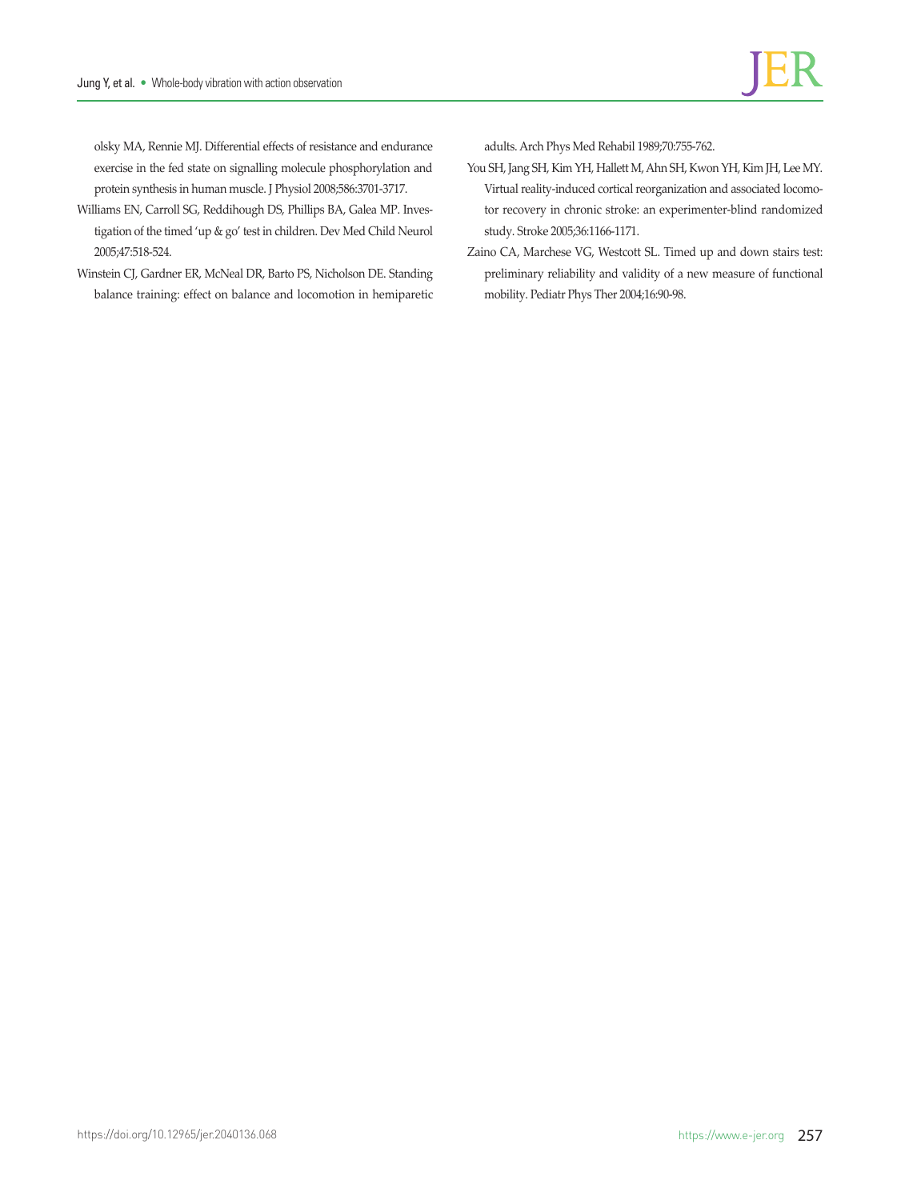olsky MA, Rennie MJ. Differential effects of resistance and endurance exercise in the fed state on signalling molecule phosphorylation and protein synthesis in human muscle. J Physiol 2008;586:3701-3717.

Williams EN, Carroll SG, Reddihough DS, Phillips BA, Galea MP. Investigation of the timed 'up & go' test in children. Dev Med Child Neurol 2005;47:518-524.

Winstein CJ, Gardner ER, McNeal DR, Barto PS, Nicholson DE. Standing balance training: effect on balance and locomotion in hemiparetic adults. Arch Phys Med Rehabil 1989;70:755-762.

You SH, Jang SH, Kim YH, Hallett M, Ahn SH, Kwon YH, Kim JH, Lee MY. Virtual reality-induced cortical reorganization and associated locomotor recovery in chronic stroke: an experimenter-blind randomized study. Stroke 2005;36:1166-1171.

Zaino CA, Marchese VG, Westcott SL. Timed up and down stairs test: preliminary reliability and validity of a new measure of functional mobility. Pediatr Phys Ther 2004;16:90-98.